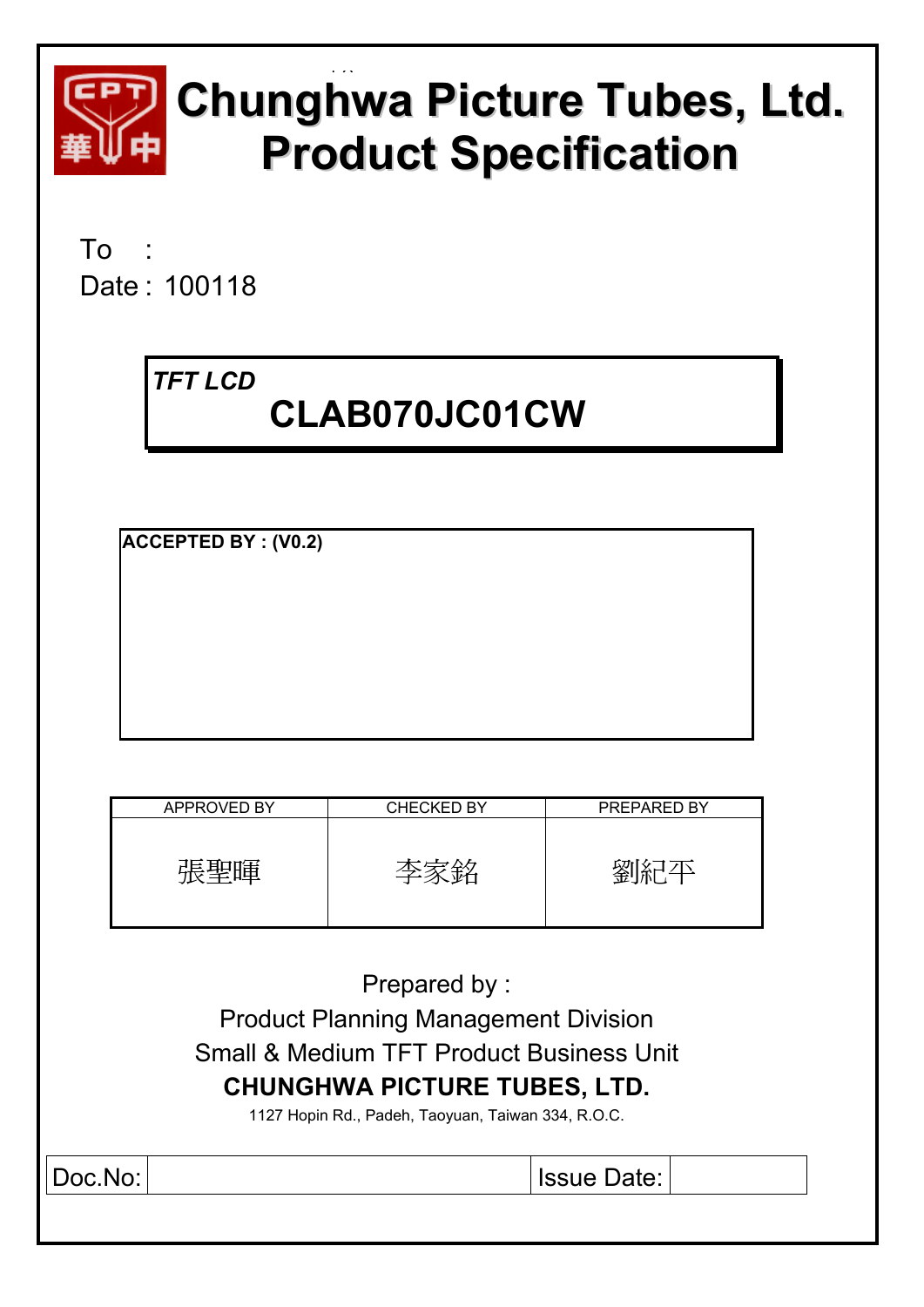# Chunghwa Picture Tubes, Ltd.
# Product Specification

To :
Date : 100118

*TFT LCD*

**CLAB070JC01CW**

**ACCEPTED BY : (V0.2)**

| APPROVED BY | CHECKED BY | PREPARED BY |
| --- | --- | --- |
| 張聖暉 | 李家銘 | 劉紀平 |

Prepared by :
Product Planning Management Division
Small & Medium TFT Product Business Unit
**CHUNGHWA PICTURE TUBES, LTD.**
1127 Hopin Rd., Padeh, Taoyuan, Taiwan 334, R.O.C.

| Doc.No: | | Issue Date: | |
| --- | --- | --- | --- |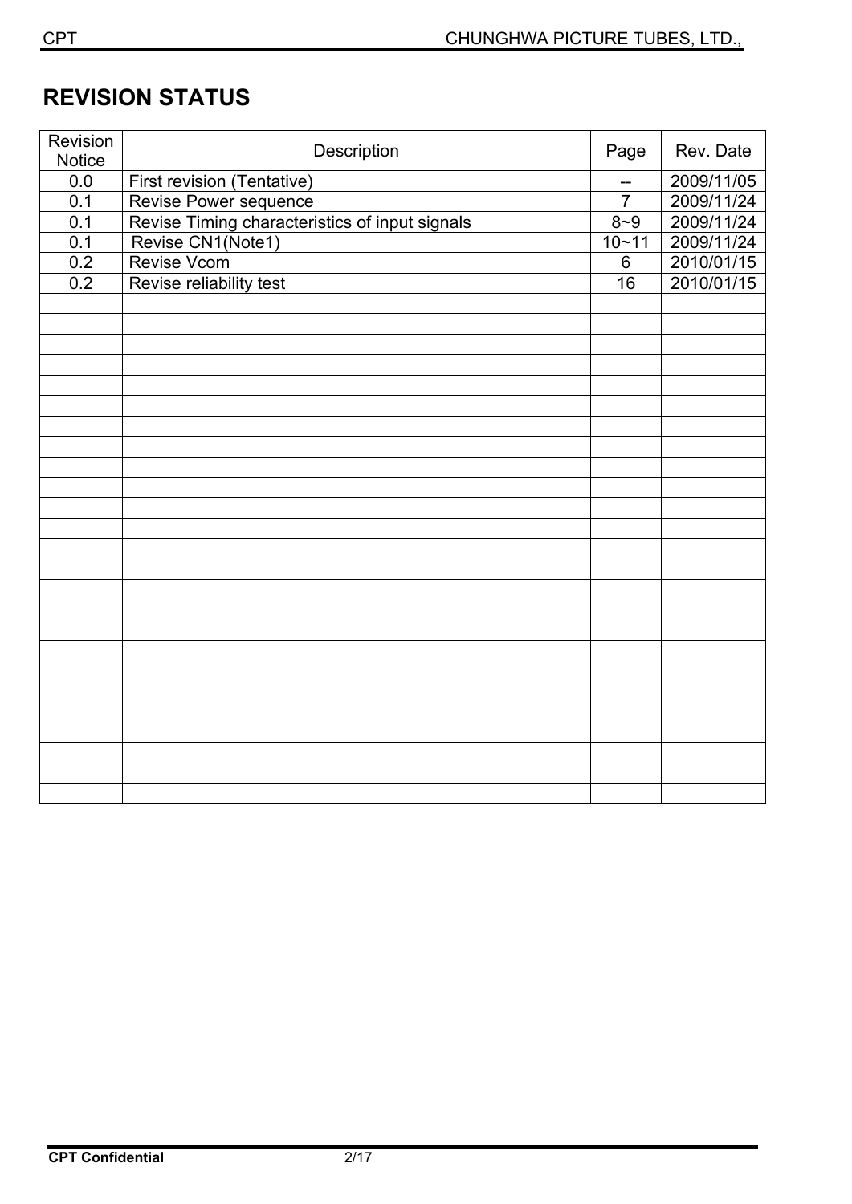# REVISION STATUS

| Revision Notice | Description | Page | Rev. Date |
|---|---|---|---|
| 0.0 | First revision (Tentative) | -- | 2009/11/05 |
| 0.1 | Revise Power sequence | 7 | 2009/11/24 |
| 0.1 | Revise Timing characteristics of input signals | 8~9 | 2009/11/24 |
| 0.1 | Revise CN1(Note1) | 10~11 | 2009/11/24 |
| 0.2 | Revise Vcom | 6 | 2010/01/15 |
| 0.2 | Revise reliability test | 16 | 2010/01/15 |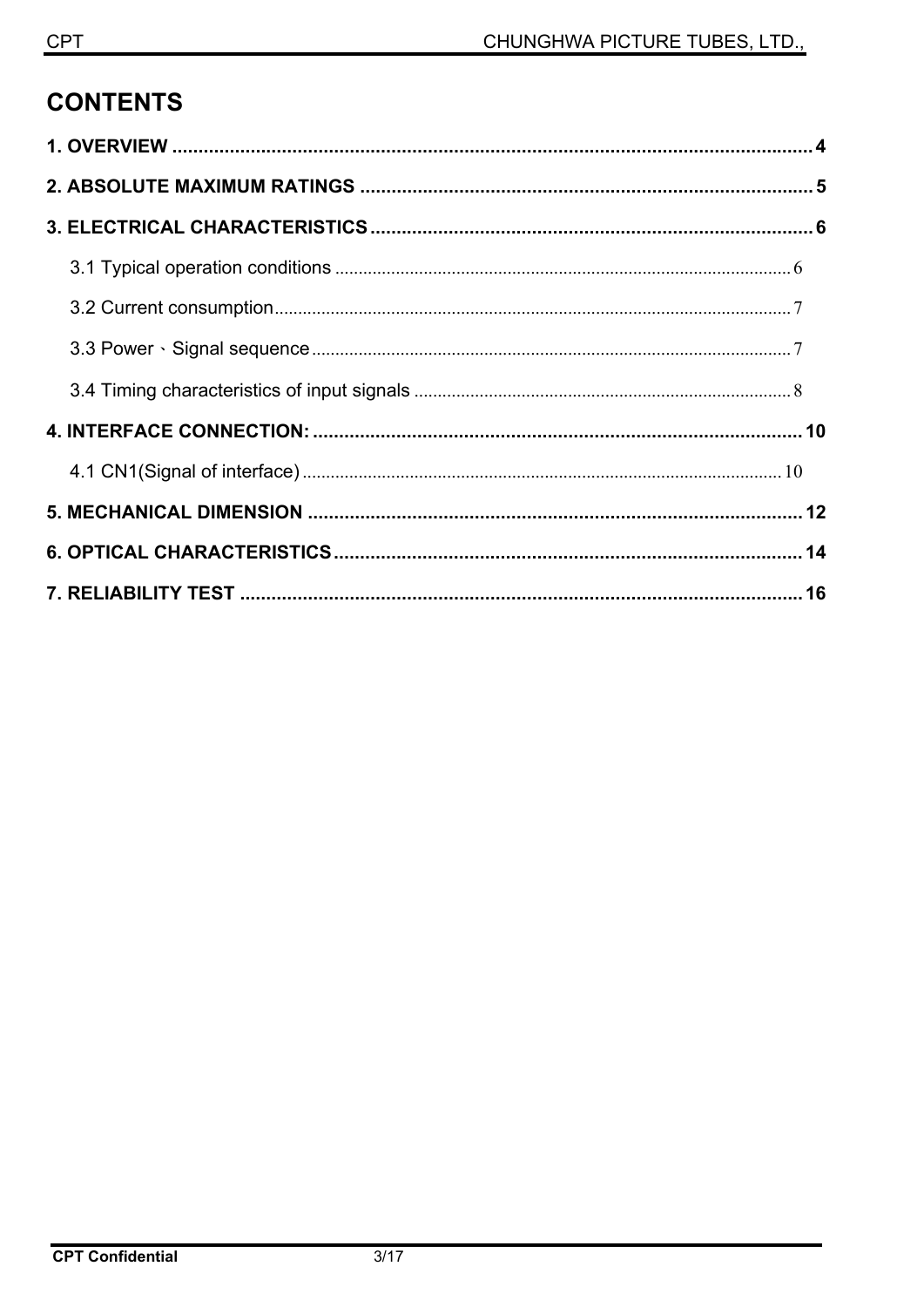# CONTENTS

**1. OVERVIEW .......................................................................................................... 4**

**2. ABSOLUTE MAXIMUM RATINGS ...................................................................... 5**

**3. ELECTRICAL CHARACTERISTICS .................................................................... 6**

3.1 Typical operation conditions ................................................................................ 6

3.2 Current consumption ............................................................................................ 7

3.3 Power、Signal sequence ..................................................................................... 7

3.4 Timing characteristics of input signals ............................................................... 8

**4. INTERFACE CONNECTION: ............................................................................. 10**

4.1 CN1(Signal of interface) ..................................................................................... 10

**5. MECHANICAL DIMENSION .............................................................................. 12**

**6. OPTICAL CHARACTERISTICS .......................................................................... 14**

**7. RELIABILITY TEST ............................................................................................ 16**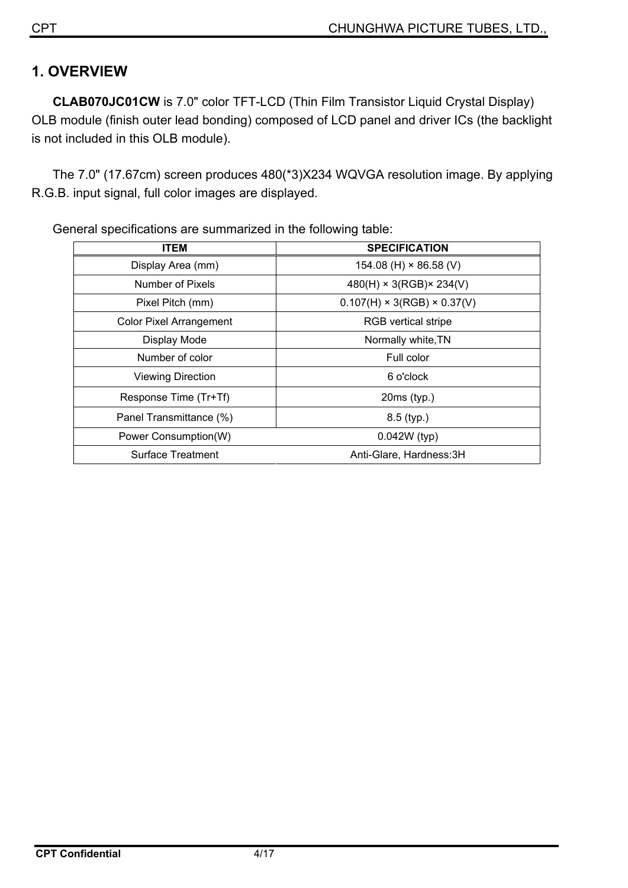## 1. OVERVIEW

**CLAB070JC01CW** is 7.0" color TFT-LCD (Thin Film Transistor Liquid Crystal Display) OLB module (finish outer lead bonding) composed of LCD panel and driver ICs (the backlight is not included in this OLB module).

The 7.0" (17.67cm) screen produces 480(*3)X234 WQVGA resolution image. By applying R.G.B. input signal, full color images are displayed.

General specifications are summarized in the following table:

| ITEM | SPECIFICATION |
|---|---|
| Display Area (mm) | 154.08 (H) × 86.58 (V) |
| Number of Pixels | 480(H) × 3(RGB)× 234(V) |
| Pixel Pitch (mm) | 0.107(H) × 3(RGB) × 0.37(V) |
| Color Pixel Arrangement | RGB vertical stripe |
| Display Mode | Normally white,TN |
| Number of color | Full color |
| Viewing Direction | 6 o'clock |
| Response Time (Tr+Tf) | 20ms (typ.) |
| Panel Transmittance (%) | 8.5 (typ.) |
| Power Consumption(W) | 0.042W (typ) |
| Surface Treatment | Anti-Glare, Hardness:3H |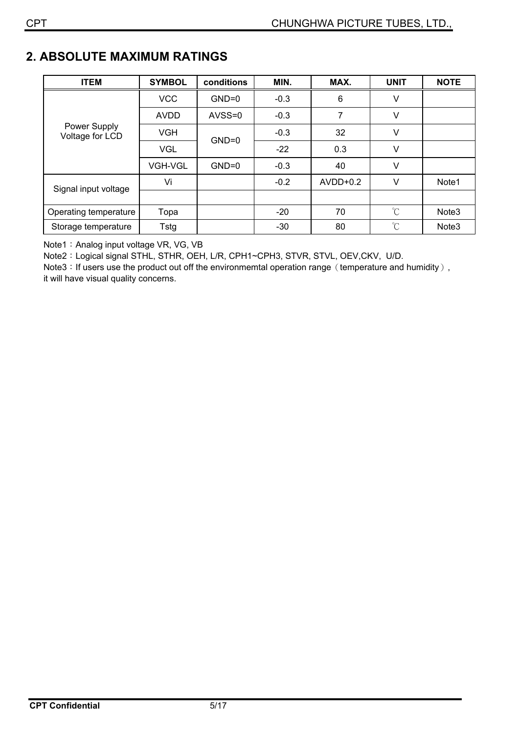## 2. ABSOLUTE MAXIMUM RATINGS

| ITEM | SYMBOL | conditions | MIN. | MAX. | UNIT | NOTE |
|---|---|---|---|---|---|---|
| Power Supply Voltage for LCD | VCC | GND=0 | -0.3 | 6 | V | |
| | AVDD | AVSS=0 | -0.3 | 7 | V | |
| | VGH | GND=0 | -0.3 | 32 | V | |
| | VGL | | -22 | 0.3 | V | |
| | VGH-VGL | GND=0 | -0.3 | 40 | V | |
| Signal input voltage | Vi | | -0.2 | AVDD+0.2 | V | Note1 |
| | | | | | | |
| Operating temperature | Topa | | -20 | 70 | ℃ | Note3 |
| Storage temperature | Tstg | | -30 | 80 | ℃ | Note3 |

Note1：Analog input voltage VR, VG, VB

Note2：Logical signal STHL, STHR, OEH, L/R, CPH1~CPH3, STVR, STVL, OEV,CKV, U/D.

Note3：If users use the product out off the environmemtal operation range（temperature and humidity）, it will have visual quality concerns.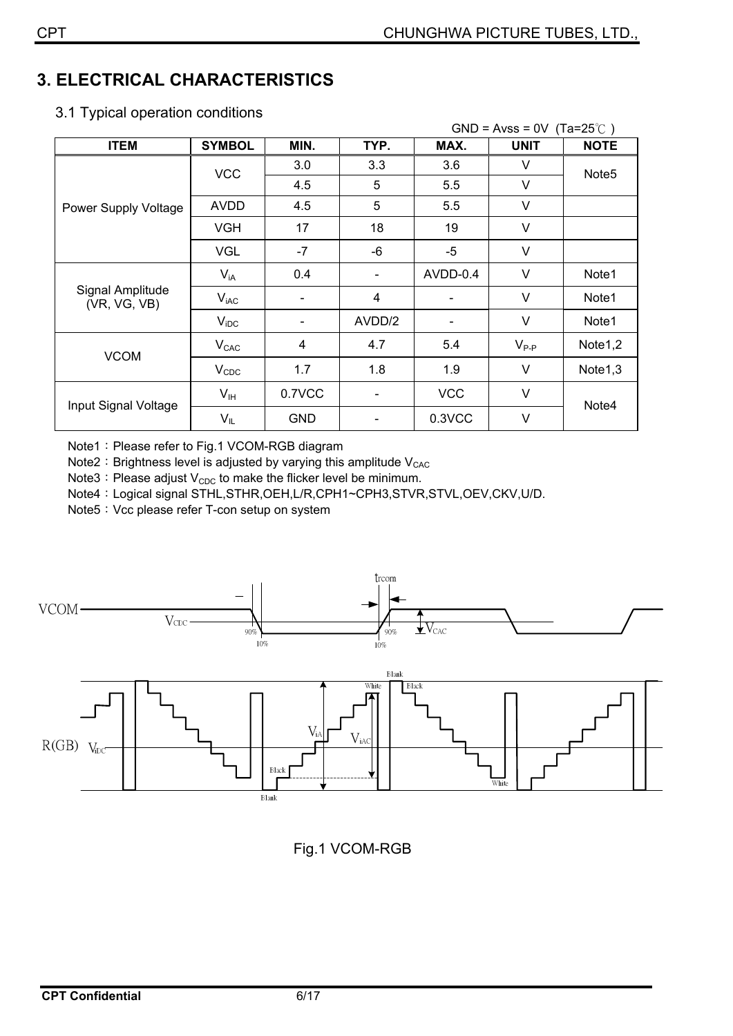# 3. ELECTRICAL CHARACTERISTICS

## 3.1 Typical operation conditions

GND = Avss = 0V (Ta=25℃ )

| ITEM | SYMBOL | MIN. | TYP. | MAX. | UNIT | NOTE |
|---|---|---|---|---|---|---|
| Power Supply Voltage | VCC | 3.0 | 3.3 | 3.6 | V | Note5 |
| | | 4.5 | 5 | 5.5 | V | |
| | AVDD | 4.5 | 5 | 5.5 | V | |
| | VGH | 17 | 18 | 19 | V | |
| | VGL | -7 | -6 | -5 | V | |
| Signal Amplitude (VR, VG, VB) | $V_{iA}$ | 0.4 | - | AVDD-0.4 | V | Note1 |
| | $V_{iAC}$ | - | 4 | - | V | Note1 |
| | $V_{iDC}$ | - | AVDD/2 | - | V | Note1 |
| VCOM | $V_{CAC}$ | 4 | 4.7 | 5.4 | $V_{P-P}$ | Note1,2 |
| | $V_{CDC}$ | 1.7 | 1.8 | 1.9 | V | Note1,3 |
| Input Signal Voltage | $V_{IH}$ | 0.7VCC | - | VCC | V | Note4 |
| | $V_{IL}$ | GND | - | 0.3VCC | V | |

Note1：Please refer to Fig.1 VCOM-RGB diagram

Note2：Brightness level is adjusted by varying this amplitude $V_{CAC}$

Note3：Please adjust $V_{CDC}$ to make the flicker level be minimum.

Note4：Logical signal STHL,STHR,OEH,L/R,CPH1~CPH3,STVR,STVL,OEV,CKV,U/D.

Note5：Vcc please refer T-con setup on system

Fig.1 VCOM-RGB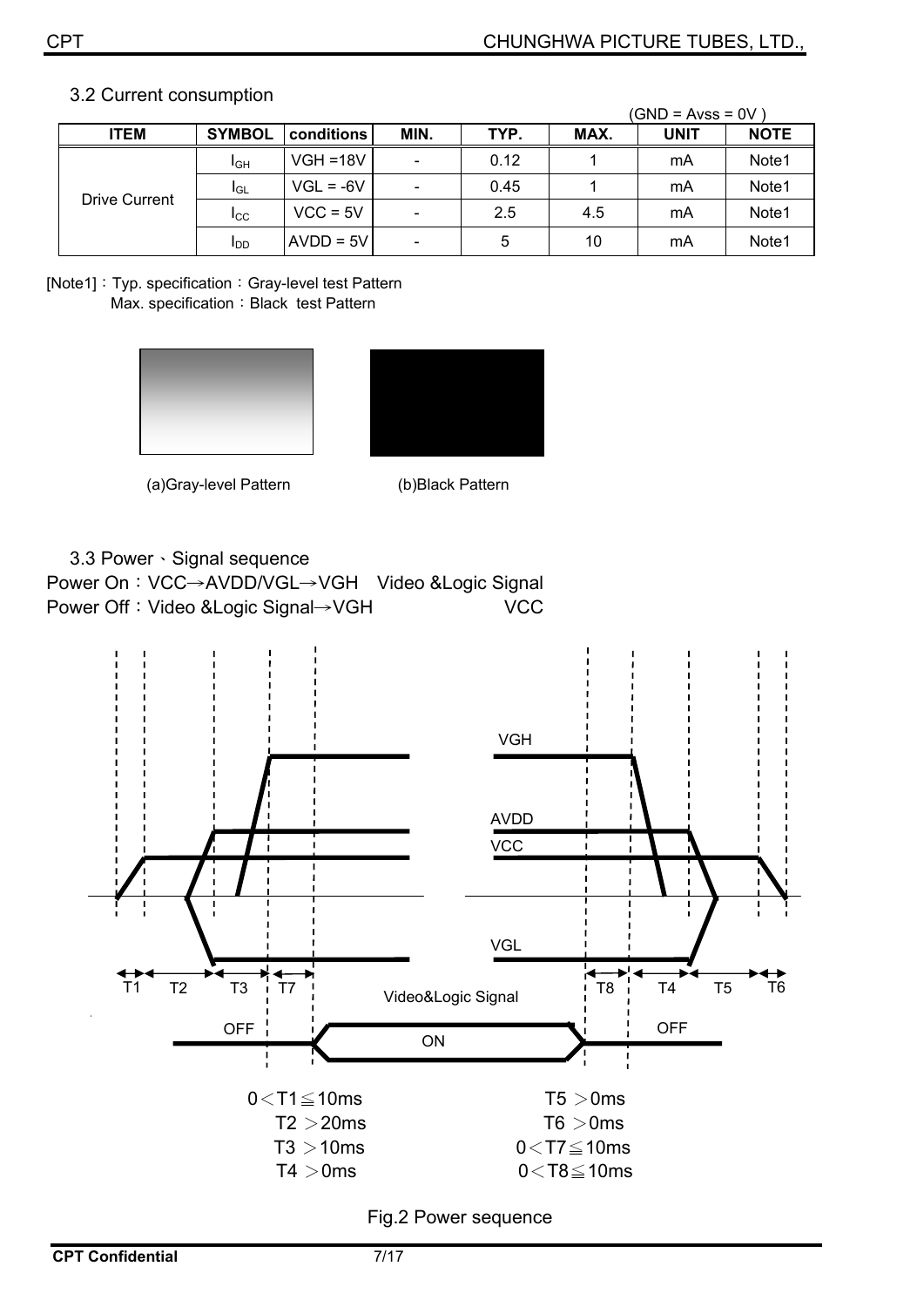## 3.2 Current consumption

(GND = Avss = 0V )

| ITEM | SYMBOL | conditions | MIN. | TYP. | MAX. | UNIT | NOTE |
|---|---|---|---|---|---|---|---|
| Drive Current | $I_{GH}$ | VGH =18V | - | 0.12 | 1 | mA | Note1 |
| | $I_{GL}$ | VGL = -6V | - | 0.45 | 1 | mA | Note1 |
| | $I_{CC}$ | VCC = 5V | - | 2.5 | 4.5 | mA | Note1 |
| | $I_{DD}$ | AVDD = 5V | - | 5 | 10 | mA | Note1 |

[Note1]：Typ. specification：Gray-level test Pattern
Max. specification：Black test Pattern

(a)Gray-level Pattern (b)Black Pattern

## 3.3 Power、Signal sequence

Power On：VCC→AVDD/VGL→VGH Video &Logic Signal
Power Off：Video &Logic Signal→VGH VCC

VGH
AVDD
VCC
VGL
T1 T2 T3 T7 Video&Logic Signal T8 T4 T5 T6
OFF ON OFF

0＜T1≦10ms
T2 ＞20ms
T3 ＞10ms
T4 ＞0ms
T5 ＞0ms
T6 ＞0ms
0＜T7≦10ms
0＜T8≦10ms

Fig.2 Power sequence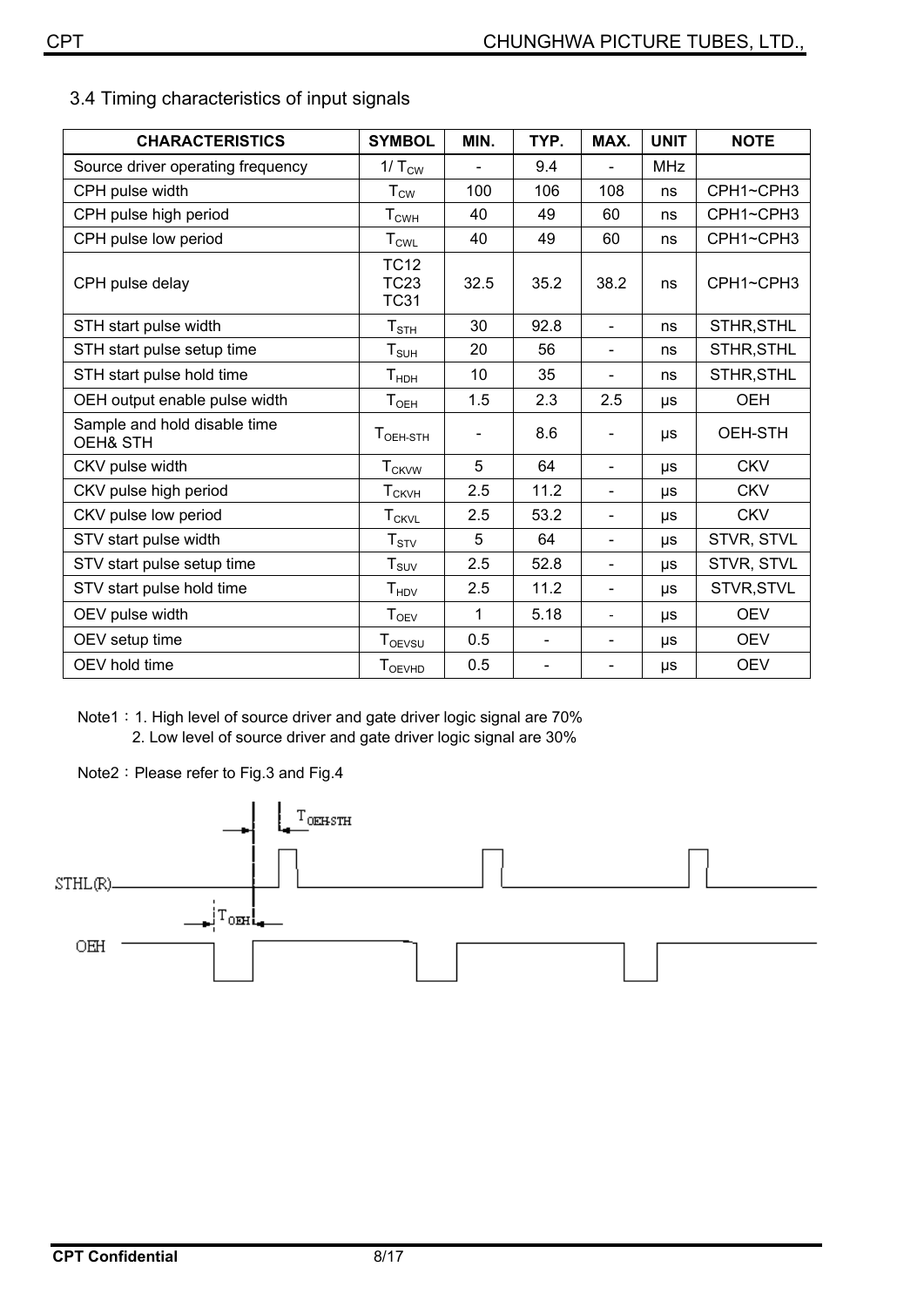## 3.4 Timing characteristics of input signals

| CHARACTERISTICS | SYMBOL | MIN. | TYP. | MAX. | UNIT | NOTE |
|---|---|---|---|---|---|---|
| Source driver operating frequency | $1/T_{CW}$ | - | 9.4 | - | MHz | |
| CPH pulse width | $T_{CW}$ | 100 | 106 | 108 | ns | CPH1~CPH3 |
| CPH pulse high period | $T_{CWH}$ | 40 | 49 | 60 | ns | CPH1~CPH3 |
| CPH pulse low period | $T_{CWL}$ | 40 | 49 | 60 | ns | CPH1~CPH3 |
| CPH pulse delay | TC12 TC23 TC31 | 32.5 | 35.2 | 38.2 | ns | CPH1~CPH3 |
| STH start pulse width | $T_{STH}$ | 30 | 92.8 | - | ns | STHR,STHL |
| STH start pulse setup time | $T_{SUH}$ | 20 | 56 | - | ns | STHR,STHL |
| STH start pulse hold time | $T_{HDH}$ | 10 | 35 | - | ns | STHR,STHL |
| OEH output enable pulse width | $T_{OEH}$ | 1.5 | 2.3 | 2.5 | μs | OEH |
| Sample and hold disable time OEH& STH | $T_{OEH\text{-}STH}$ | - | 8.6 | - | μs | OEH-STH |
| CKV pulse width | $T_{CKVW}$ | 5 | 64 | - | μs | CKV |
| CKV pulse high period | $T_{CKVH}$ | 2.5 | 11.2 | - | μs | CKV |
| CKV pulse low period | $T_{CKVL}$ | 2.5 | 53.2 | - | μs | CKV |
| STV start pulse width | $T_{STV}$ | 5 | 64 | - | μs | STVR, STVL |
| STV start pulse setup time | $T_{SUV}$ | 2.5 | 52.8 | - | μs | STVR, STVL |
| STV start pulse hold time | $T_{HDV}$ | 2.5 | 11.2 | - | μs | STVR,STVL |
| OEV pulse width | $T_{OEV}$ | 1 | 5.18 | - | μs | OEV |
| OEV setup time | $T_{OEVSU}$ | 0.5 | - | - | μs | OEV |
| OEV hold time | $T_{OEVHD}$ | 0.5 | - | - | μs | OEV |

Note1：1. High level of source driver and gate driver logic signal are 70%

2. Low level of source driver and gate driver logic signal are 30%

Note2：Please refer to Fig.3 and Fig.4

$T_{OEH\text{-}STH}$

STHL(R)

$T_{OEH}$

OEH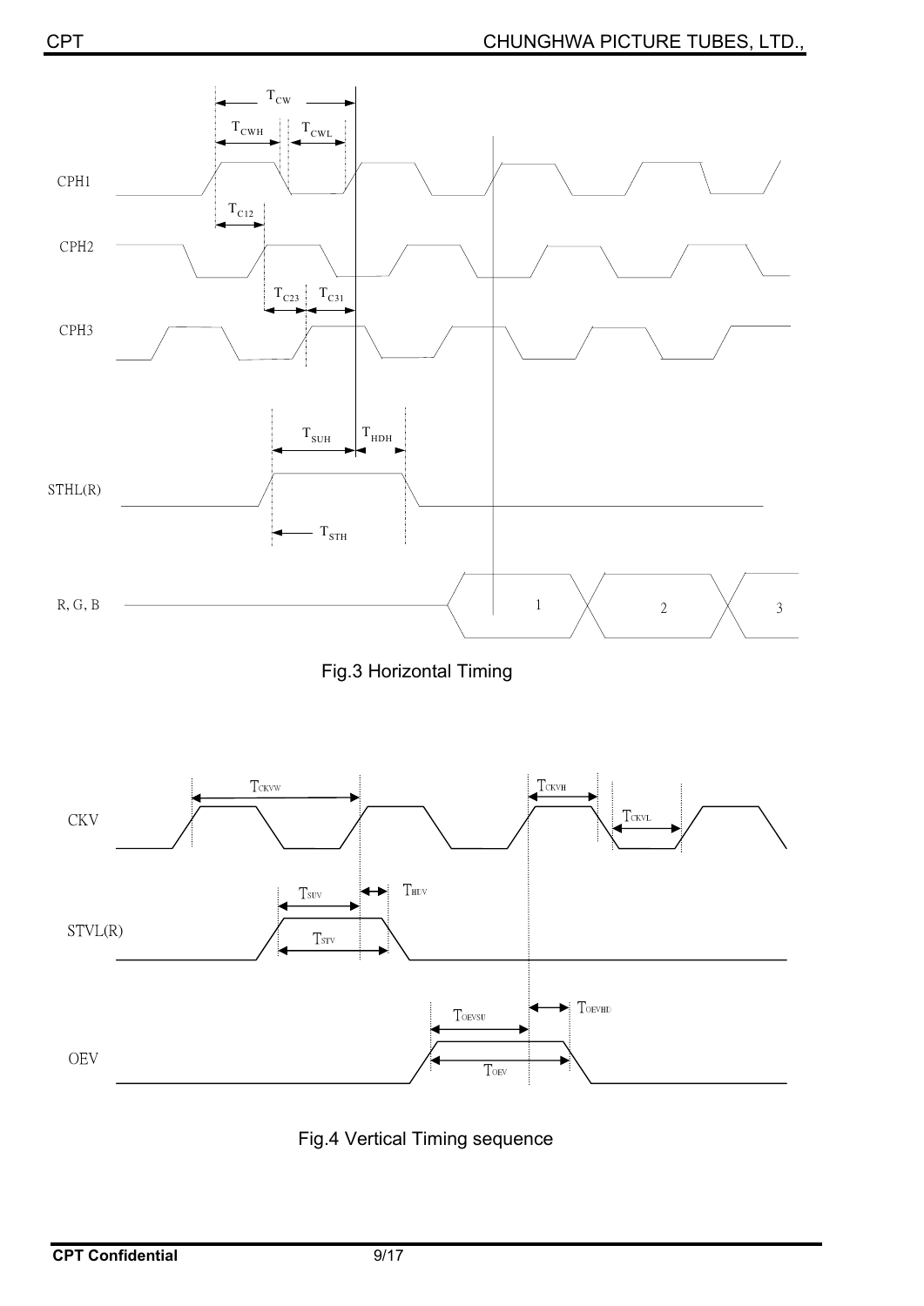Fig.3 Horizontal Timing

Fig.4 Vertical Timing sequence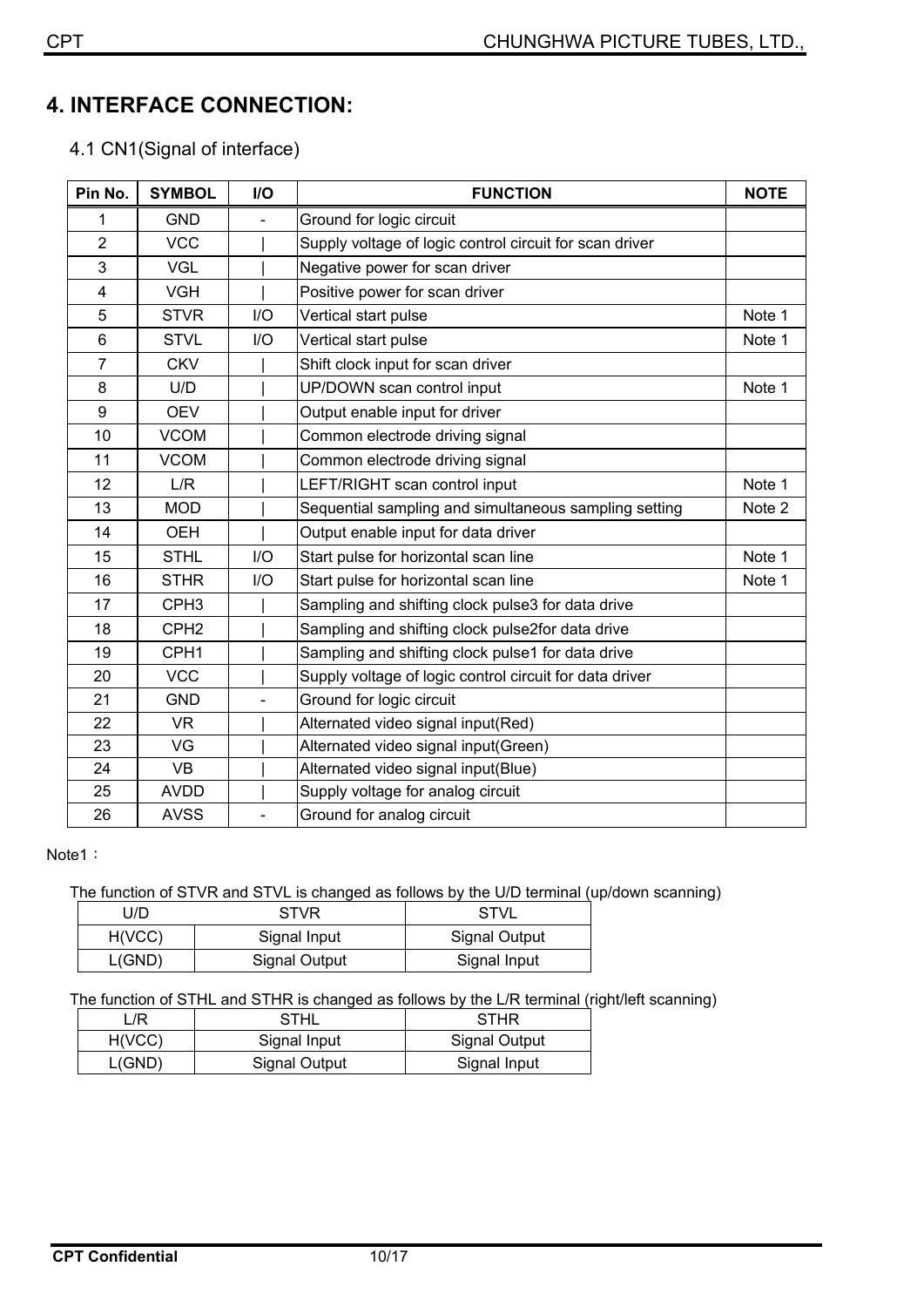# 4. INTERFACE CONNECTION:

## 4.1 CN1(Signal of interface)

| Pin No. | SYMBOL | I/O | FUNCTION | NOTE |
|---|---|---|---|---|
| 1 | GND | - | Ground for logic circuit | |
| 2 | VCC | I | Supply voltage of logic control circuit for scan driver | |
| 3 | VGL | I | Negative power for scan driver | |
| 4 | VGH | I | Positive power for scan driver | |
| 5 | STVR | I/O | Vertical start pulse | Note 1 |
| 6 | STVL | I/O | Vertical start pulse | Note 1 |
| 7 | CKV | I | Shift clock input for scan driver | |
| 8 | U/D | I | UP/DOWN scan control input | Note 1 |
| 9 | OEV | I | Output enable input for driver | |
| 10 | VCOM | I | Common electrode driving signal | |
| 11 | VCOM | I | Common electrode driving signal | |
| 12 | L/R | I | LEFT/RIGHT scan control input | Note 1 |
| 13 | MOD | I | Sequential sampling and simultaneous sampling setting | Note 2 |
| 14 | OEH | I | Output enable input for data driver | |
| 15 | STHL | I/O | Start pulse for horizontal scan line | Note 1 |
| 16 | STHR | I/O | Start pulse for horizontal scan line | Note 1 |
| 17 | CPH3 | I | Sampling and shifting clock pulse3 for data drive | |
| 18 | CPH2 | I | Sampling and shifting clock pulse2for data drive | |
| 19 | CPH1 | I | Sampling and shifting clock pulse1 for data drive | |
| 20 | VCC | I | Supply voltage of logic control circuit for data driver | |
| 21 | GND | - | Ground for logic circuit | |
| 22 | VR | I | Alternated video signal input(Red) | |
| 23 | VG | I | Alternated video signal input(Green) | |
| 24 | VB | I | Alternated video signal input(Blue) | |
| 25 | AVDD | I | Supply voltage for analog circuit | |
| 26 | AVSS | - | Ground for analog circuit | |

Note1：

The function of STVR and STVL is changed as follows by the U/D terminal (up/down scanning)

| U/D | STVR | STVL |
|---|---|---|
| H(VCC) | Signal Input | Signal Output |
| L(GND) | Signal Output | Signal Input |

The function of STHL and STHR is changed as follows by the L/R terminal (right/left scanning)

| L/R | STHL | STHR |
|---|---|---|
| H(VCC) | Signal Input | Signal Output |
| L(GND) | Signal Output | Signal Input |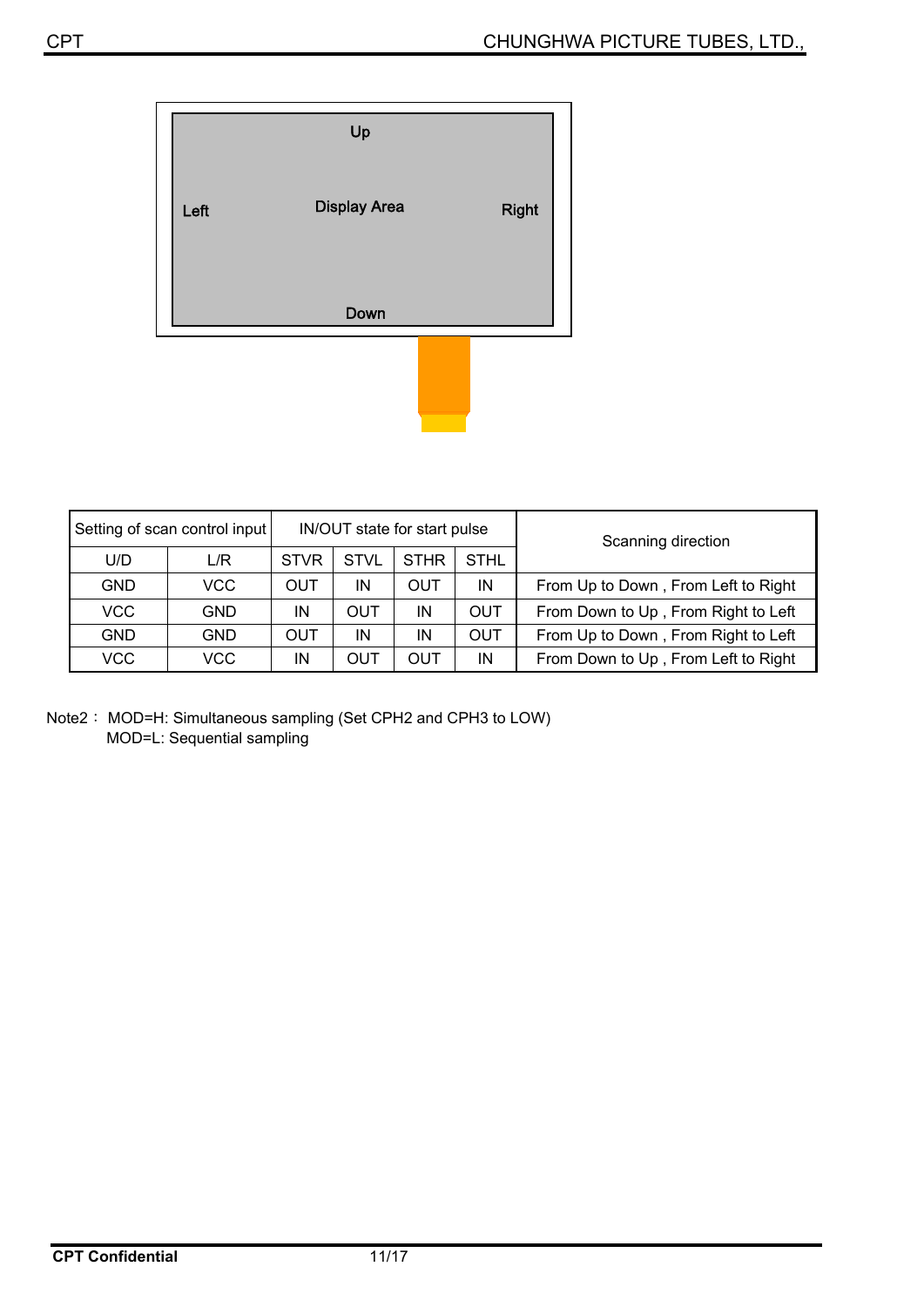Up

Left | Display Area | Right

Down

| Setting of scan control input | | IN/OUT state for start pulse | | | | Scanning direction |
|---|---|---|---|---|---|---|
| U/D | L/R | STVR | STVL | STHR | STHL | |
| GND | VCC | OUT | IN | OUT | IN | From Up to Down , From Left to Right |
| VCC | GND | IN | OUT | IN | OUT | From Down to Up , From Right to Left |
| GND | GND | OUT | IN | IN | OUT | From Up to Down , From Right to Left |
| VCC | VCC | IN | OUT | OUT | IN | From Down to Up , From Left to Right |

Note2： MOD=H: Simultaneous sampling (Set CPH2 and CPH3 to LOW)
MOD=L: Sequential sampling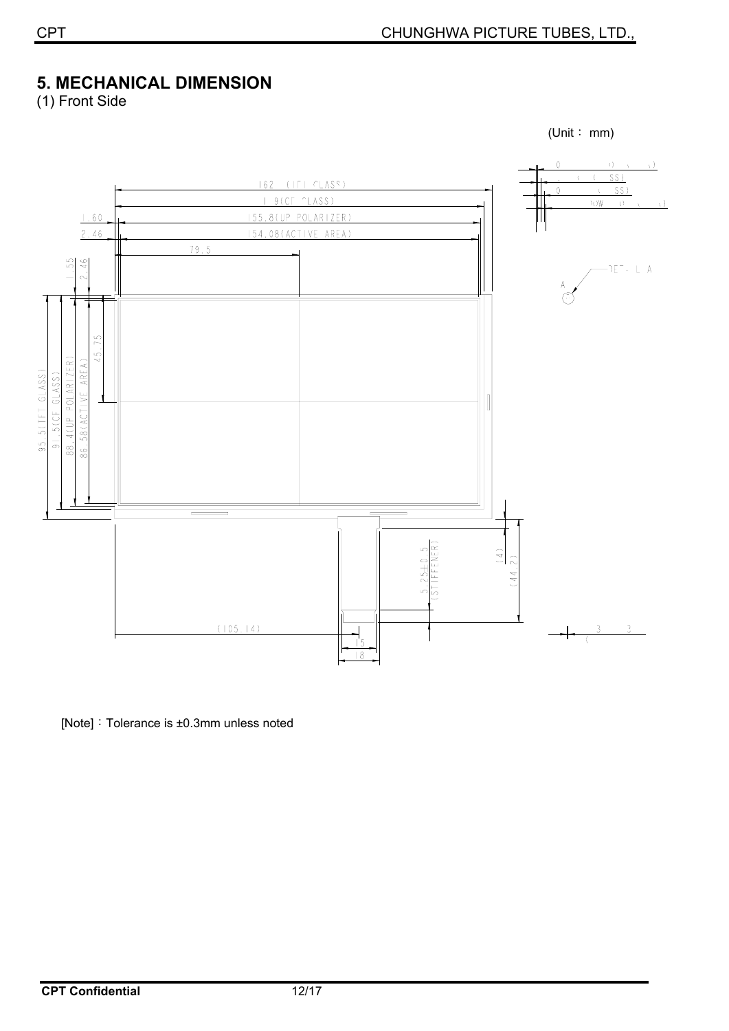## 5. MECHANICAL DIMENSION

(1) Front Side

(Unit： mm)

[Note]：Tolerance is ±0.3mm unless noted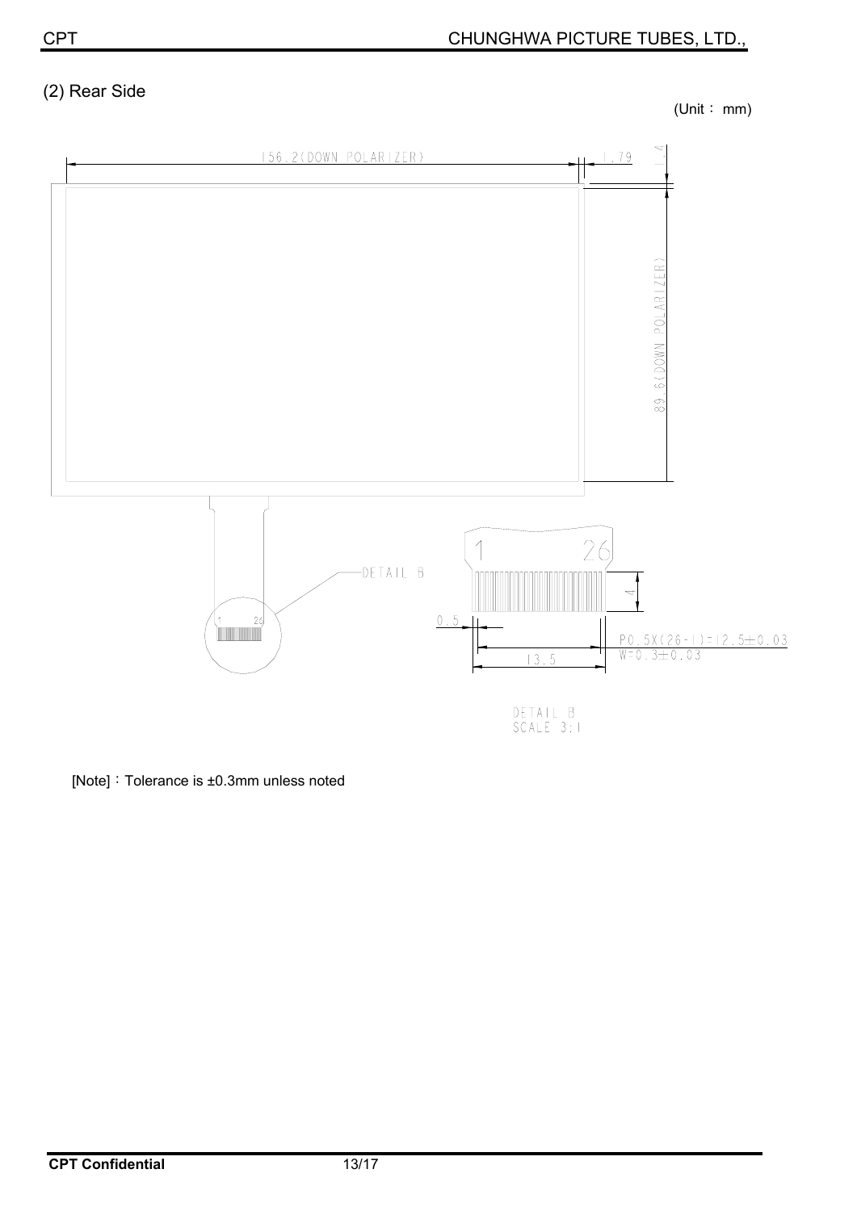(2) Rear Side

(Unit： mm)

156.2(DOWN POLARIZER)

1.79

1.4

89.6(DOWN POLARIZER)

DETAIL B

1 26

4

0.5

P0.5X(26-1)=12.5±0.03

W=0.3±0.03

13.5

DETAIL B
SCALE 3:1

[Note]：Tolerance is ±0.3mm unless noted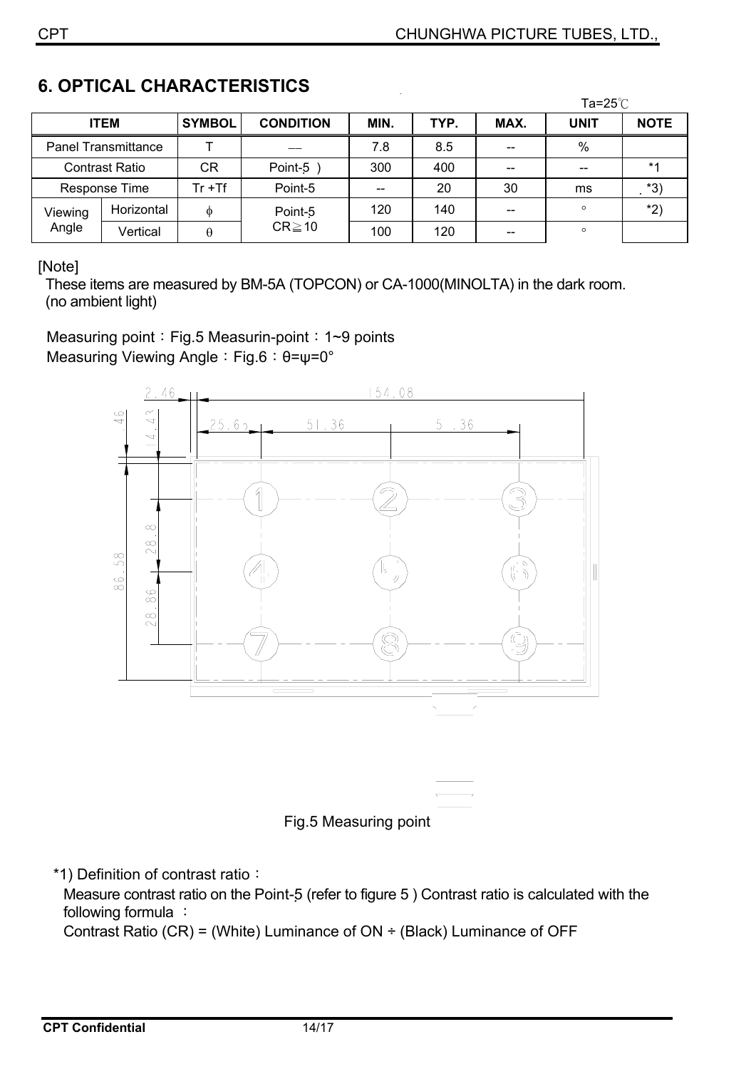## 6. OPTICAL CHARACTERISTICS

Ta=25℃

| ITEM | | SYMBOL | CONDITION | MIN. | TYP. | MAX. | UNIT | NOTE |
|---|---|---|---|---|---|---|---|---|
| Panel Transmittance | | T | — | 7.8 | 8.5 | -- | % | |
| Contrast Ratio | | CR | Point-5 ) | 300 | 400 | -- | -- | *1 |
| Response Time | | Tr +Tf | Point-5 | -- | 20 | 30 | ms | *3) |
| Viewing Angle | Horizontal | $\phi$ | Point-5 CR≧10 | 120 | 140 | -- | ° | *2) |
| | Vertical | $\theta$ | | 100 | 120 | -- | ° | |

[Note]

These items are measured by BM-5A (TOPCON) or CA-1000(MINOLTA) in the dark room. (no ambient light)

Measuring point：Fig.5 Measurin-point：1~9 points

Measuring Viewing Angle：Fig.6：θ=ψ=0°

Fig.5 Measuring point

*1) Definition of contrast ratio：

Measure contrast ratio on the Point-5 (refer to figure 5 ) Contrast ratio is calculated with the following formula ：

Contrast Ratio (CR) = (White) Luminance of ON ÷ (Black) Luminance of OFF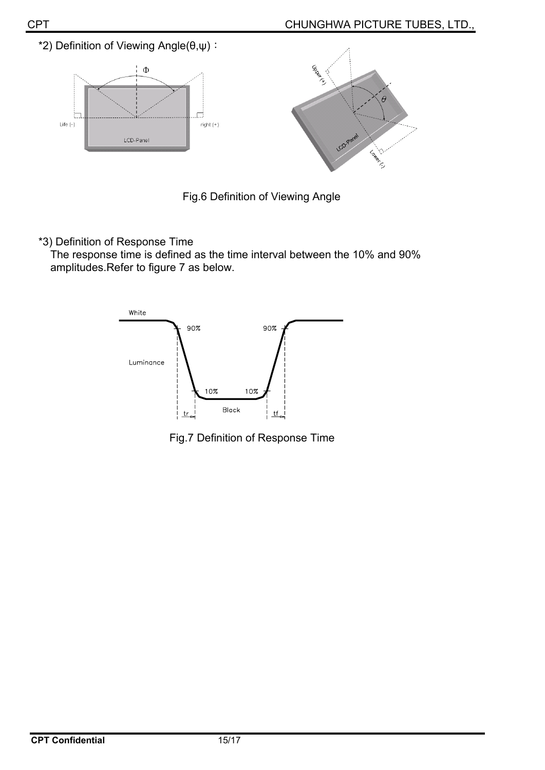*2) Definition of Viewing Angle(θ,ψ)：

Fig.6 Definition of Viewing Angle

*3) Definition of Response Time

The response time is defined as the time interval between the 10% and 90% amplitudes.Refer to figure 7 as below.

Fig.7 Definition of Response Time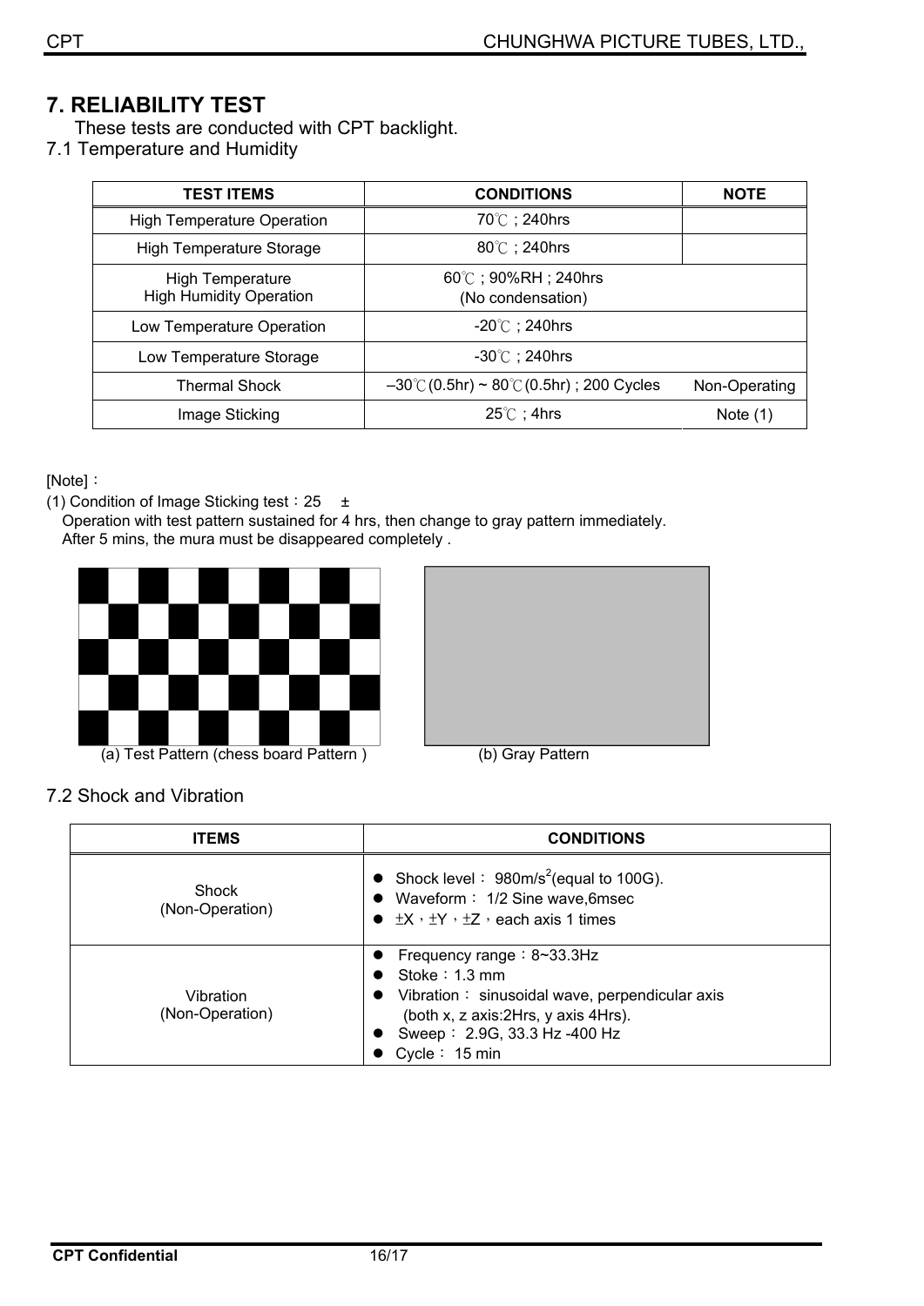# 7. RELIABILITY TEST

These tests are conducted with CPT backlight.

## 7.1 Temperature and Humidity

| TEST ITEMS | CONDITIONS | NOTE |
|---|---|---|
| High Temperature Operation | 70℃ ; 240hrs | |
| High Temperature Storage | 80℃ ; 240hrs | |
| High Temperature<br>High Humidity Operation | 60℃ ; 90%RH ; 240hrs<br>(No condensation) | |
| Low Temperature Operation | -20℃ ; 240hrs | |
| Low Temperature Storage | -30℃ ; 240hrs | |
| Thermal Shock | –30℃(0.5hr) ~ 80℃(0.5hr) ; 200 Cycles | Non-Operating |
| Image Sticking | 25℃ ; 4hrs | Note (1) |

[Note]：

(1) Condition of Image Sticking test：25 ±

Operation with test pattern sustained for 4 hrs, then change to gray pattern immediately.
After 5 mins, the mura must be disappeared completely .

(a) Test Pattern (chess board Pattern )

(b) Gray Pattern

## 7.2 Shock and Vibration

| ITEMS | CONDITIONS |
|---|---|
| Shock<br>(Non-Operation) | ● Shock level： 980m/s$^2$(equal to 100G).<br>● Waveform： 1/2 Sine wave,6msec<br>● ±X，±Y，±Z，each axis 1 times |
| Vibration<br>(Non-Operation) | ● Frequency range：8~33.3Hz<br>● Stoke：1.3 mm<br>● Vibration： sinusoidal wave, perpendicular axis (both x, z axis:2Hrs, y axis 4Hrs).<br>● Sweep： 2.9G, 33.3 Hz -400 Hz<br>● Cycle： 15 min |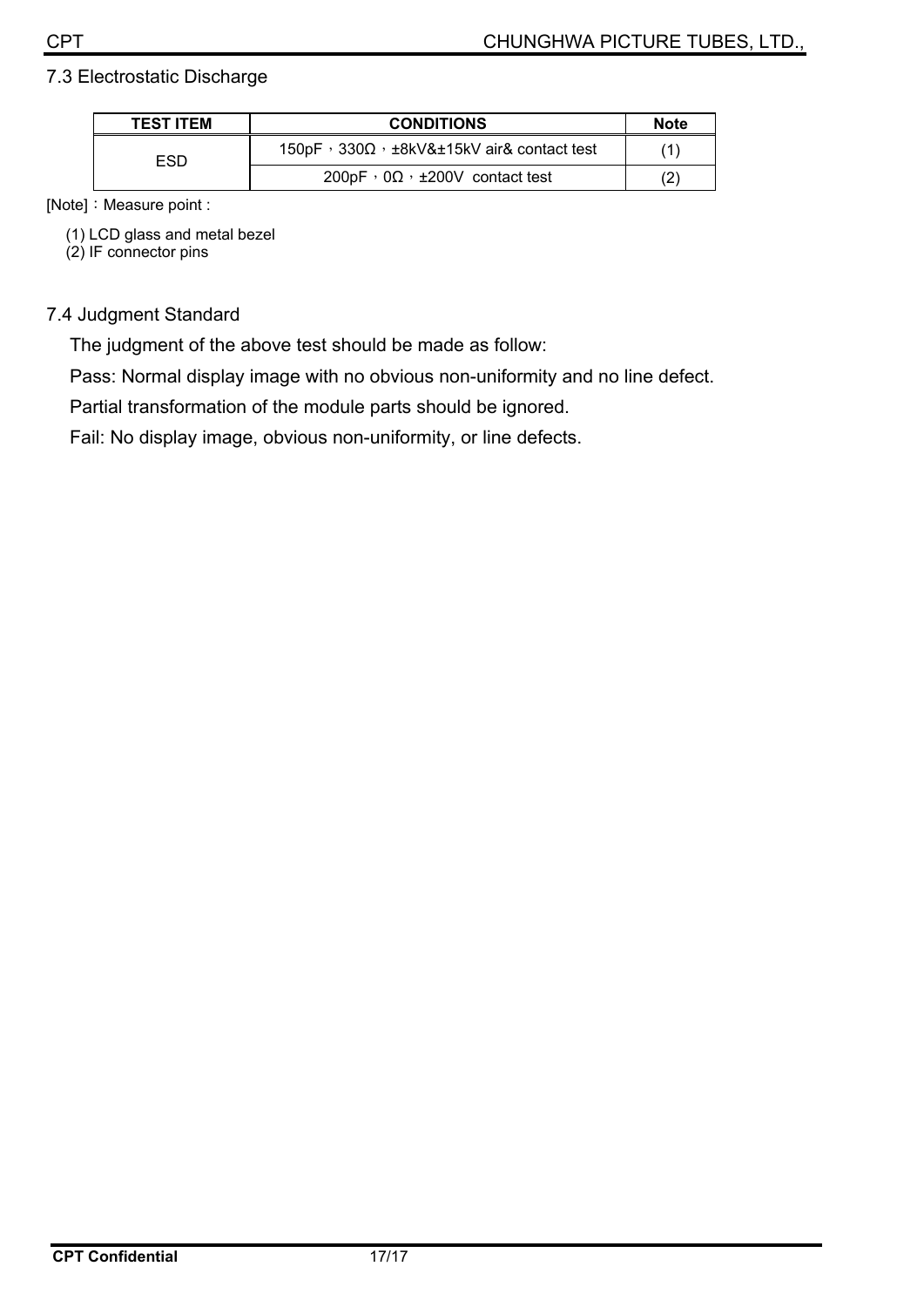## 7.3 Electrostatic Discharge

| TEST ITEM | CONDITIONS | Note |
|---|---|---|
| ESD | 150pF，330Ω，±8kV&±15kV air& contact test | (1) |
| | 200pF，0Ω，±200V contact test | (2) |

[Note]：Measure point :

(1) LCD glass and metal bezel
(2) IF connector pins

## 7.4 Judgment Standard

The judgment of the above test should be made as follow:

Pass: Normal display image with no obvious non-uniformity and no line defect.

Partial transformation of the module parts should be ignored.

Fail: No display image, obvious non-uniformity, or line defects.